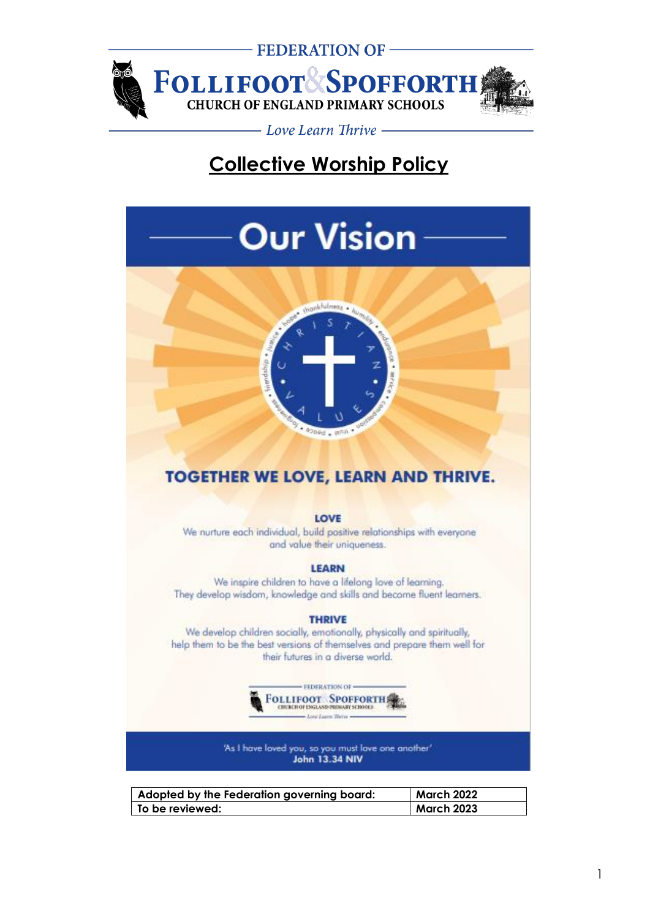FEDERATION OF

**FOLLIFOOT & SPOFFORTH**

**CHURCH OF ENGLAND PRIMARY SCHOOLS**

*Love Learn Thrive*

# Collective Worship Policy

## Our Vision

thankfulness • humility • endurance • service • compassion • trust • peace • forgiveness • friendship • justice • hope

CHRISTIAN VALUES

### TOGETHER WE LOVE, LEARN AND THRIVE.

**LOVE**

We nurture each individual, build positive relationships with everyone and value their uniqueness.

**LEARN**

We inspire children to have a lifelong love of learning. They develop wisdom, knowledge and skills and become fluent learners.

**THRIVE**

We develop children socially, emotionally, physically and spiritually, help them to be the best versions of themselves and prepare them well for their futures in a diverse world.

FEDERATION OF FOLLIFOOT & SPOFFORTH CHURCH OF ENGLAND PRIMARY SCHOOLS — Love Learn Thrive

'As I have loved you, so you must love one another'
**John 13.34 NIV**

| **Adopted by the Federation governing board:** | **March 2022** |
| --- | --- |
| **To be reviewed:** | **March 2023** |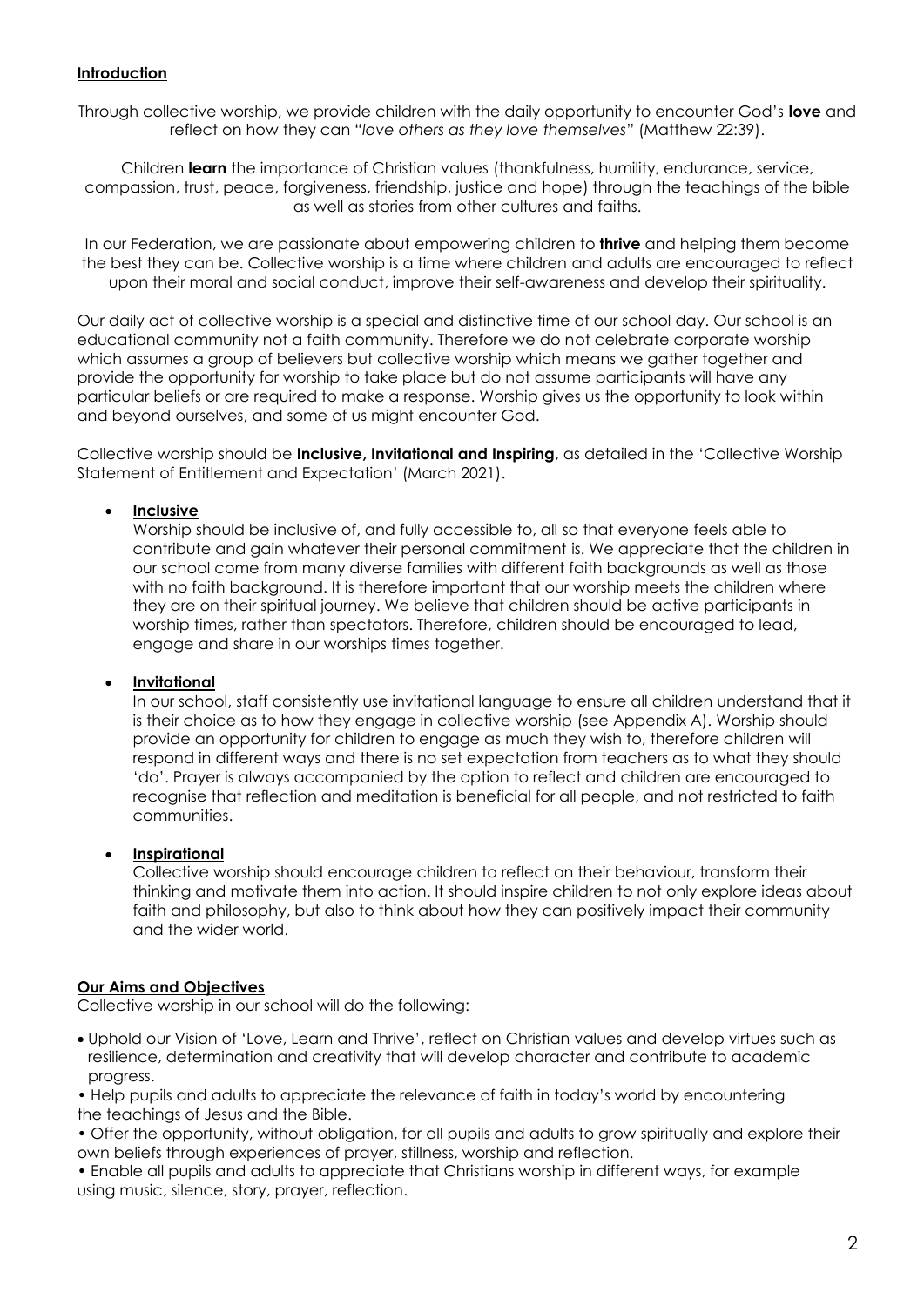## Introduction

Through collective worship, we provide children with the daily opportunity to encounter God's **love** and reflect on how they can "*love others as they love themselves*" (Matthew 22:39).

Children **learn** the importance of Christian values (thankfulness, humility, endurance, service, compassion, trust, peace, forgiveness, friendship, justice and hope) through the teachings of the bible as well as stories from other cultures and faiths.

In our Federation, we are passionate about empowering children to **thrive** and helping them become the best they can be. Collective worship is a time where children and adults are encouraged to reflect upon their moral and social conduct, improve their self-awareness and develop their spirituality.

Our daily act of collective worship is a special and distinctive time of our school day. Our school is an educational community not a faith community. Therefore we do not celebrate corporate worship which assumes a group of believers but collective worship which means we gather together and provide the opportunity for worship to take place but do not assume participants will have any particular beliefs or are required to make a response. Worship gives us the opportunity to look within and beyond ourselves, and some of us might encounter God.

Collective worship should be **Inclusive, Invitational and Inspiring**, as detailed in the 'Collective Worship Statement of Entitlement and Expectation' (March 2021).

- **Inclusive**
  Worship should be inclusive of, and fully accessible to, all so that everyone feels able to contribute and gain whatever their personal commitment is. We appreciate that the children in our school come from many diverse families with different faith backgrounds as well as those with no faith background. It is therefore important that our worship meets the children where they are on their spiritual journey. We believe that children should be active participants in worship times, rather than spectators. Therefore, children should be encouraged to lead, engage and share in our worships times together.

- **Invitational**
  In our school, staff consistently use invitational language to ensure all children understand that it is their choice as to how they engage in collective worship (see Appendix A). Worship should provide an opportunity for children to engage as much they wish to, therefore children will respond in different ways and there is no set expectation from teachers as to what they should 'do'. Prayer is always accompanied by the option to reflect and children are encouraged to recognise that reflection and meditation is beneficial for all people, and not restricted to faith communities.

- **Inspirational**
  Collective worship should encourage children to reflect on their behaviour, transform their thinking and motivate them into action. It should inspire children to not only explore ideas about faith and philosophy, but also to think about how they can positively impact their community and the wider world.

## Our Aims and Objectives

Collective worship in our school will do the following:

- Uphold our Vision of 'Love, Learn and Thrive', reflect on Christian values and develop virtues such as resilience, determination and creativity that will develop character and contribute to academic progress.
- Help pupils and adults to appreciate the relevance of faith in today's world by encountering the teachings of Jesus and the Bible.
- Offer the opportunity, without obligation, for all pupils and adults to grow spiritually and explore their own beliefs through experiences of prayer, stillness, worship and reflection.
- Enable all pupils and adults to appreciate that Christians worship in different ways, for example using music, silence, story, prayer, reflection.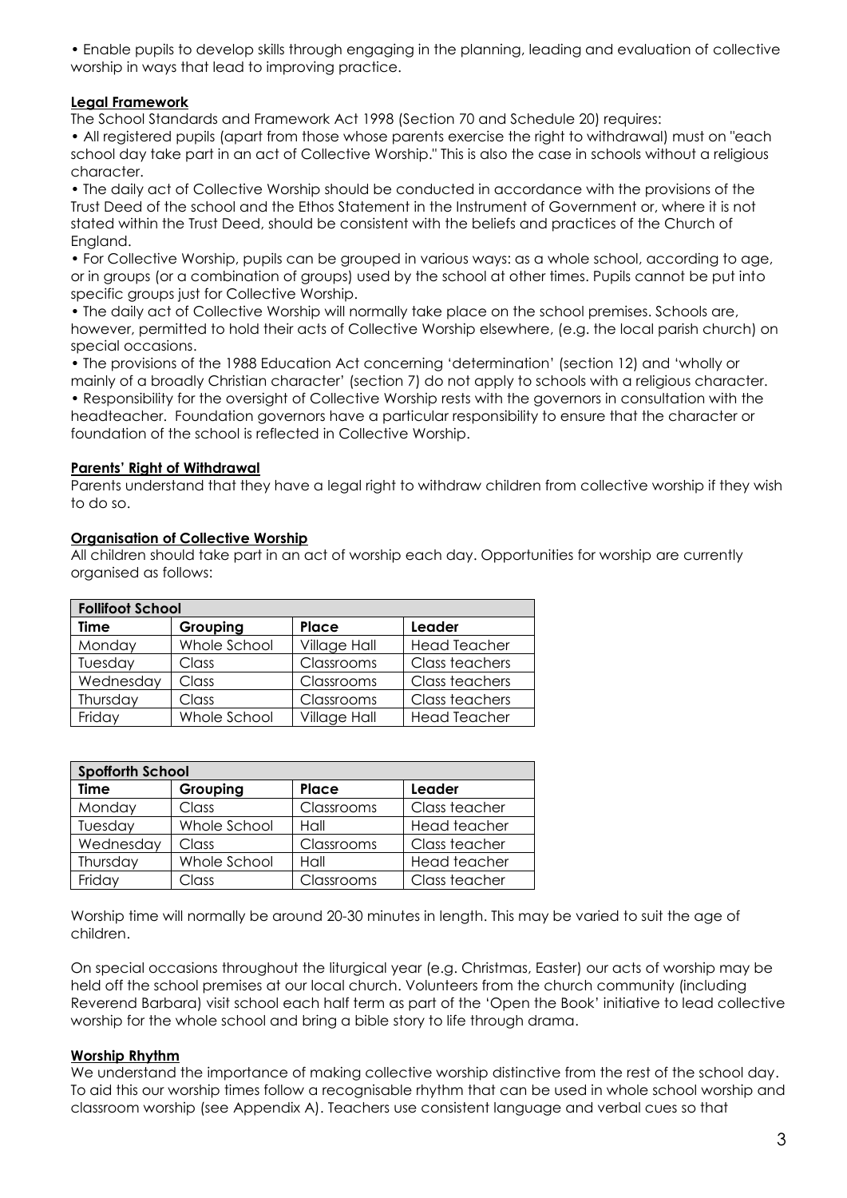• Enable pupils to develop skills through engaging in the planning, leading and evaluation of collective worship in ways that lead to improving practice.

## Legal Framework

The School Standards and Framework Act 1998 (Section 70 and Schedule 20) requires:

• All registered pupils (apart from those whose parents exercise the right to withdrawal) must on "each school day take part in an act of Collective Worship." This is also the case in schools without a religious character.

• The daily act of Collective Worship should be conducted in accordance with the provisions of the Trust Deed of the school and the Ethos Statement in the Instrument of Government or, where it is not stated within the Trust Deed, should be consistent with the beliefs and practices of the Church of England.

• For Collective Worship, pupils can be grouped in various ways: as a whole school, according to age, or in groups (or a combination of groups) used by the school at other times. Pupils cannot be put into specific groups just for Collective Worship.

• The daily act of Collective Worship will normally take place on the school premises. Schools are, however, permitted to hold their acts of Collective Worship elsewhere, (e.g. the local parish church) on special occasions.

• The provisions of the 1988 Education Act concerning 'determination' (section 12) and 'wholly or mainly of a broadly Christian character' (section 7) do not apply to schools with a religious character.

• Responsibility for the oversight of Collective Worship rests with the governors in consultation with the headteacher. Foundation governors have a particular responsibility to ensure that the character or foundation of the school is reflected in Collective Worship.

## Parents' Right of Withdrawal

Parents understand that they have a legal right to withdraw children from collective worship if they wish to do so.

## Organisation of Collective Worship

All children should take part in an act of worship each day. Opportunities for worship are currently organised as follows:

| **Follifoot School** | | | |
|---|---|---|---|
| **Time** | **Grouping** | **Place** | **Leader** |
| Monday | Whole School | Village Hall | Head Teacher |
| Tuesday | Class | Classrooms | Class teachers |
| Wednesday | Class | Classrooms | Class teachers |
| Thursday | Class | Classrooms | Class teachers |
| Friday | Whole School | Village Hall | Head Teacher |

| **Spofforth School** | | | |
|---|---|---|---|
| **Time** | **Grouping** | **Place** | **Leader** |
| Monday | Class | Classrooms | Class teacher |
| Tuesday | Whole School | Hall | Head teacher |
| Wednesday | Class | Classrooms | Class teacher |
| Thursday | Whole School | Hall | Head teacher |
| Friday | Class | Classrooms | Class teacher |

Worship time will normally be around 20-30 minutes in length. This may be varied to suit the age of children.

On special occasions throughout the liturgical year (e.g. Christmas, Easter) our acts of worship may be held off the school premises at our local church. Volunteers from the church community (including Reverend Barbara) visit school each half term as part of the 'Open the Book' initiative to lead collective worship for the whole school and bring a bible story to life through drama.

## Worship Rhythm

We understand the importance of making collective worship distinctive from the rest of the school day. To aid this our worship times follow a recognisable rhythm that can be used in whole school worship and classroom worship (see Appendix A). Teachers use consistent language and verbal cues so that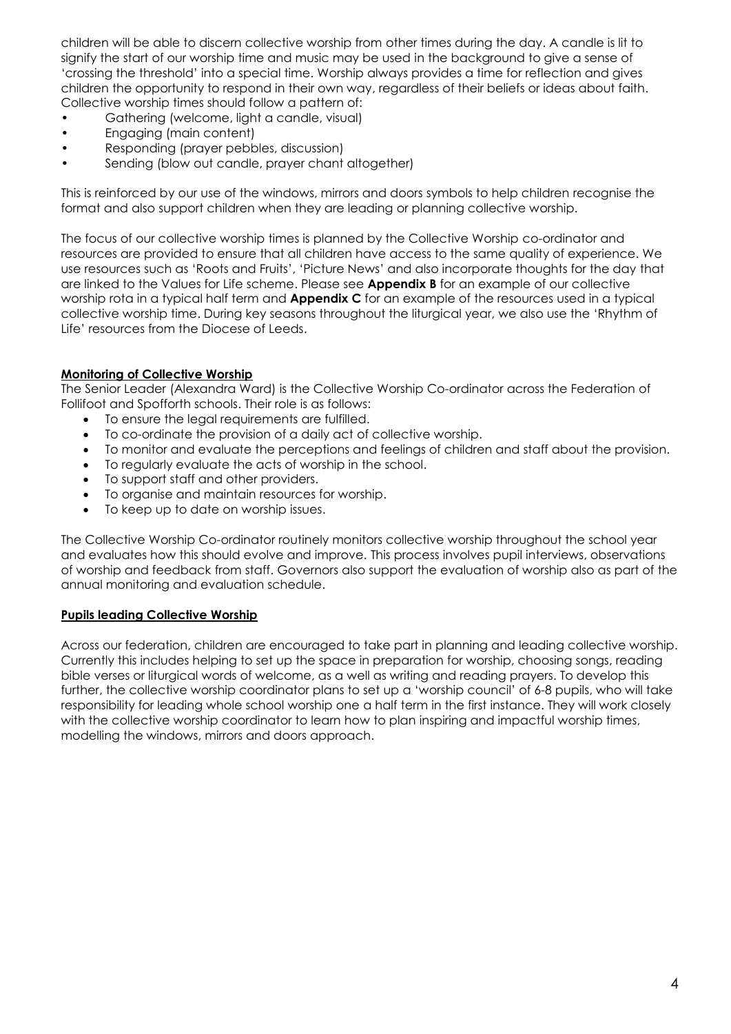children will be able to discern collective worship from other times during the day. A candle is lit to signify the start of our worship time and music may be used in the background to give a sense of 'crossing the threshold' into a special time. Worship always provides a time for reflection and gives children the opportunity to respond in their own way, regardless of their beliefs or ideas about faith. Collective worship times should follow a pattern of:

- Gathering (welcome, light a candle, visual)
- Engaging (main content)
- Responding (prayer pebbles, discussion)
- Sending (blow out candle, prayer chant altogether)

This is reinforced by our use of the windows, mirrors and doors symbols to help children recognise the format and also support children when they are leading or planning collective worship.

The focus of our collective worship times is planned by the Collective Worship co-ordinator and resources are provided to ensure that all children have access to the same quality of experience. We use resources such as 'Roots and Fruits', 'Picture News' and also incorporate thoughts for the day that are linked to the Values for Life scheme. Please see **Appendix B** for an example of our collective worship rota in a typical half term and **Appendix C** for an example of the resources used in a typical collective worship time. During key seasons throughout the liturgical year, we also use the 'Rhythm of Life' resources from the Diocese of Leeds.

## Monitoring of Collective Worship

The Senior Leader (Alexandra Ward) is the Collective Worship Co-ordinator across the Federation of Follifoot and Spofforth schools. Their role is as follows:

- To ensure the legal requirements are fulfilled.
- To co-ordinate the provision of a daily act of collective worship.
- To monitor and evaluate the perceptions and feelings of children and staff about the provision.
- To regularly evaluate the acts of worship in the school.
- To support staff and other providers.
- To organise and maintain resources for worship.
- To keep up to date on worship issues.

The Collective Worship Co-ordinator routinely monitors collective worship throughout the school year and evaluates how this should evolve and improve. This process involves pupil interviews, observations of worship and feedback from staff. Governors also support the evaluation of worship also as part of the annual monitoring and evaluation schedule.

## Pupils leading Collective Worship

Across our federation, children are encouraged to take part in planning and leading collective worship. Currently this includes helping to set up the space in preparation for worship, choosing songs, reading bible verses or liturgical words of welcome, as a well as writing and reading prayers. To develop this further, the collective worship coordinator plans to set up a 'worship council' of 6-8 pupils, who will take responsibility for leading whole school worship one a half term in the first instance. They will work closely with the collective worship coordinator to learn how to plan inspiring and impactful worship times, modelling the windows, mirrors and doors approach.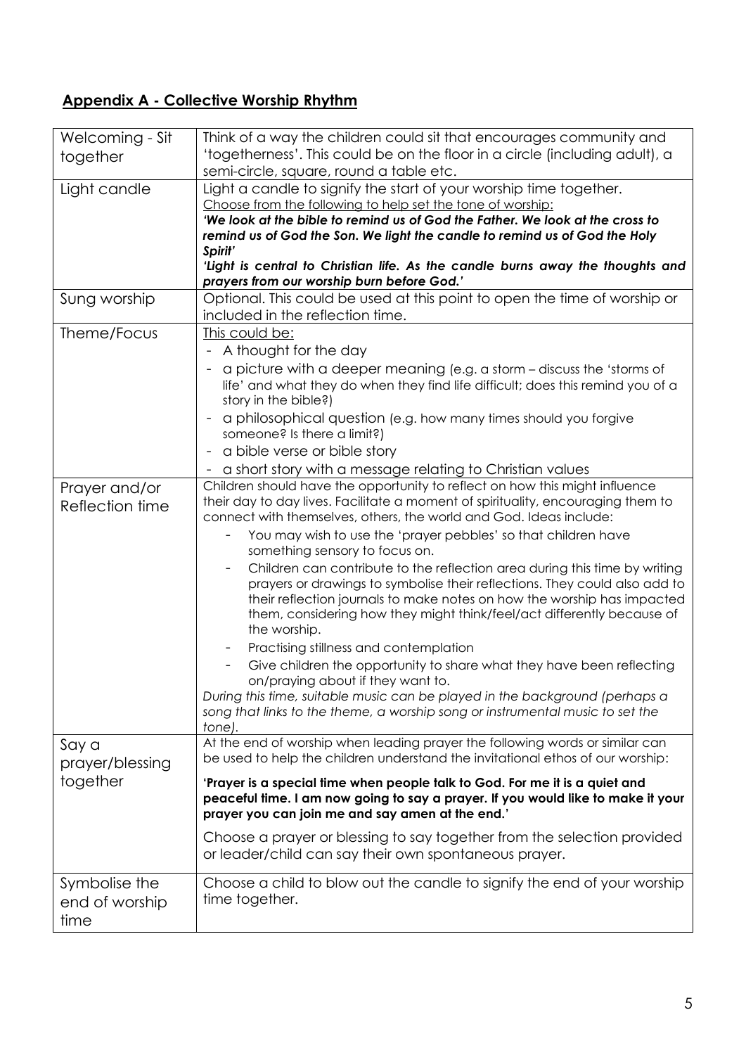## Appendix A - Collective Worship Rhythm

| | |
|---|---|
| Welcoming - Sit together | Think of a way the children could sit that encourages community and 'togetherness'. This could be on the floor in a circle (including adult), a semi-circle, square, round a table etc. |
| Light candle | Light a candle to signify the start of your worship time together.<br>Choose from the following to help set the tone of worship:<br>***'We look at the bible to remind us of God the Father. We look at the cross to remind us of God the Son. We light the candle to remind us of God the Holy Spirit'***<br>***'Light is central to Christian life. As the candle burns away the thoughts and prayers from our worship burn before God.'*** |
| Sung worship | Optional. This could be used at this point to open the time of worship or included in the reflection time. |
| Theme/Focus | This could be:<br>- A thought for the day<br>- a picture with a deeper meaning (e.g. a storm – discuss the 'storms of life' and what they do when they find life difficult; does this remind you of a story in the bible?)<br>- a philosophical question (e.g. how many times should you forgive someone? Is there a limit?)<br>- a bible verse or bible story<br>- a short story with a message relating to Christian values |
| Prayer and/or Reflection time | Children should have the opportunity to reflect on how this might influence their day to day lives. Facilitate a moment of spirituality, encouraging them to connect with themselves, others, the world and God. Ideas include:<br>- You may wish to use the 'prayer pebbles' so that children have something sensory to focus on.<br>- Children can contribute to the reflection area during this time by writing prayers or drawings to symbolise their reflections. They could also add to their reflection journals to make notes on how the worship has impacted them, considering how they might think/feel/act differently because of the worship.<br>- Practising stillness and contemplation<br>- Give children the opportunity to share what they have been reflecting on/praying about if they want to.<br>*During this time, suitable music can be played in the background (perhaps a song that links to the theme, a worship song or instrumental music to set the tone).* |
| Say a prayer/blessing together | At the end of worship when leading prayer the following words or similar can be used to help the children understand the invitational ethos of our worship:<br>**'Prayer is a special time when people talk to God. For me it is a quiet and peaceful time. I am now going to say a prayer. If you would like to make it your prayer you can join me and say amen at the end.'**<br>Choose a prayer or blessing to say together from the selection provided or leader/child can say their own spontaneous prayer. |
| Symbolise the end of worship time | Choose a child to blow out the candle to signify the end of your worship time together. |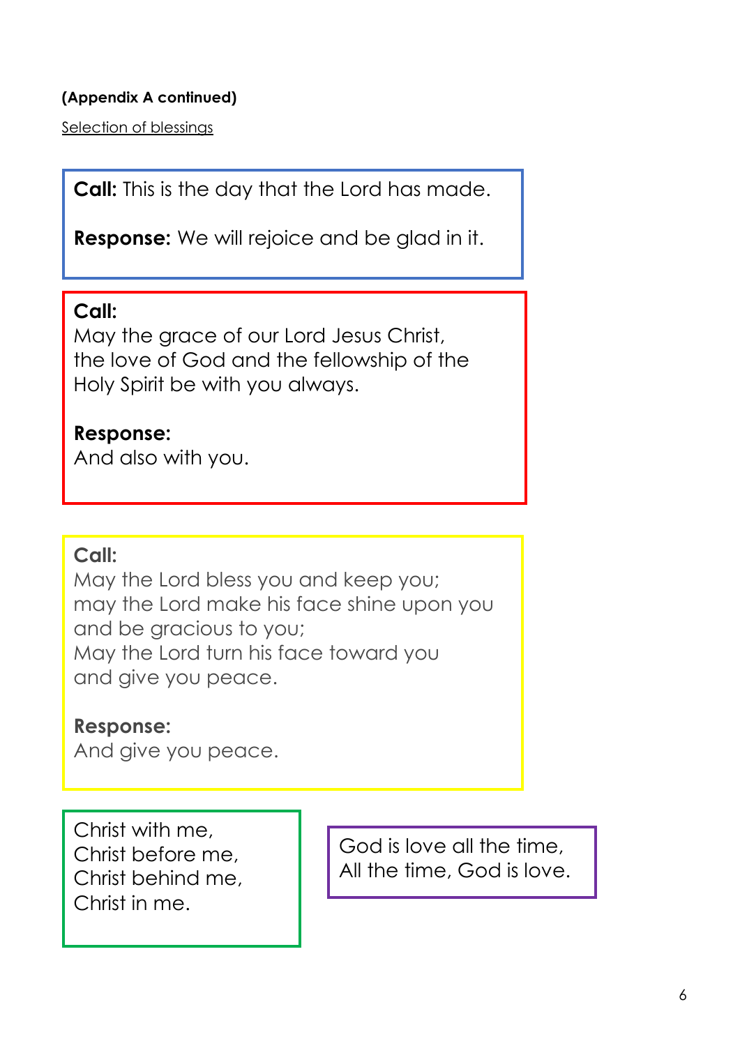**(Appendix A continued)**

Selection of blessings

**Call:** This is the day that the Lord has made.

**Response:** We will rejoice and be glad in it.

**Call:**
May the grace of our Lord Jesus Christ,
the love of God and the fellowship of the
Holy Spirit be with you always.

**Response:**
And also with you.

**Call:**
May the Lord bless you and keep you;
may the Lord make his face shine upon you
and be gracious to you;
May the Lord turn his face toward you
and give you peace.

**Response:**
And give you peace.

Christ with me,
Christ before me,
Christ behind me,
Christ in me.

God is love all the time,
All the time, God is love.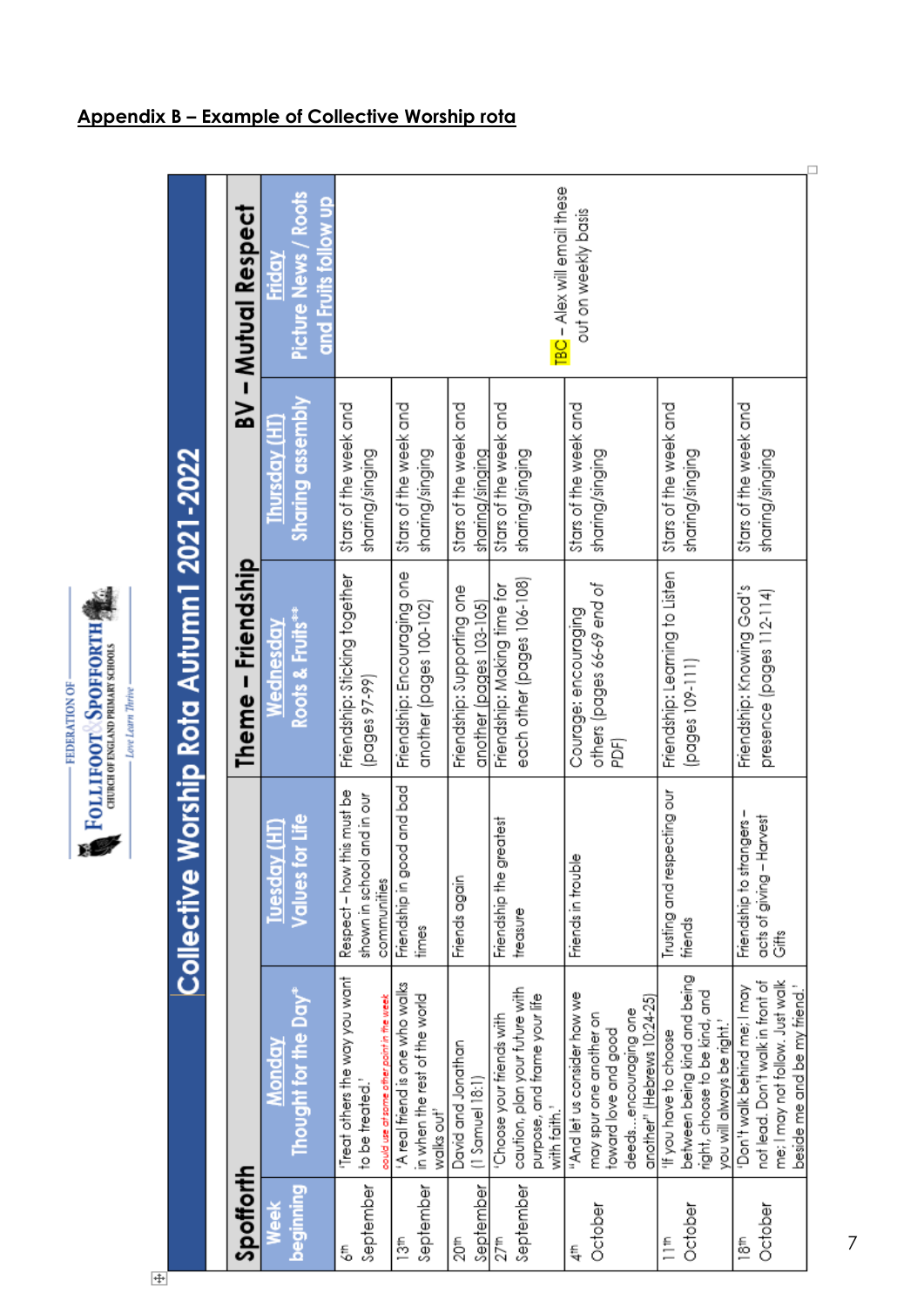## Appendix B – Example of Collective Worship rota

FEDERATION OF FOLLIFOOT & SPOFFORTH CHURCH OF ENGLAND PRIMARY SCHOOLS

*Love Learn Thrive*

# Collective Worship Rota Autumn1 2021-2022

| Spofforth | Theme – Friendship | | | | BV – Mutual Respect |
|---|---|---|---|---|---|
| Week beginning | Monday Thought for the Day* | Tuesday (HT) Values for Life | Wednesday Roots & Fruits** | Thursday (HT) Sharing assembly | Friday Picture News / Roots and Fruits follow up |
| 6th September | 'Treat others the way you want to be treated.' *could use at some other point in the week* | Respect – how this must be shown in school and in our communities | Friendship: Sticking together (pages 97-99) | Stars of the week and sharing/singing | TBC – Alex will email these out on weekly basis |
| 13th September | 'A real friend is one who walks in when the rest of the world walks out' | Friendship in good and bad times | Friendship: Encouraging one another (pages 100-102) | Stars of the week and sharing/singing | |
| 20th September | David and Jonathan (1 Samuel 18:1) | Friends again | Friendship: Supporting one another (pages 103-105) | Stars of the week and sharing/singing | |
| 27th September | 'Choose your friends with caution, plan your future with purpose, and frame your life with faith.' | Friendship the greatest treasure | Friendship: Making time for each other (pages 106-108) | Stars of the week and sharing/singing | |
| 4th October | "And let us consider how we may spur one another on toward love and good deeds...encouraging one another" (Hebrews 10:24-25) | Friends in trouble | Courage: encouraging others (pages 66-69 end of PDF) | Stars of the week and sharing/singing | |
| 11th October | 'If you have to choose between being kind and being right, choose to be kind, and you will always be right.' | Trusting and respecting our friends | Friendship: Learning to Listen (pages 109-111) | Stars of the week and sharing/singing | |
| 18th October | 'Don't walk behind me; I may not lead. Don't walk in front of me; I may not follow. Just walk beside me and be my friend.' | Friendship to strangers – acts of giving – Harvest Gifts | Friendship: Knowing God's presence (pages 112-114) | Stars of the week and sharing/singing | |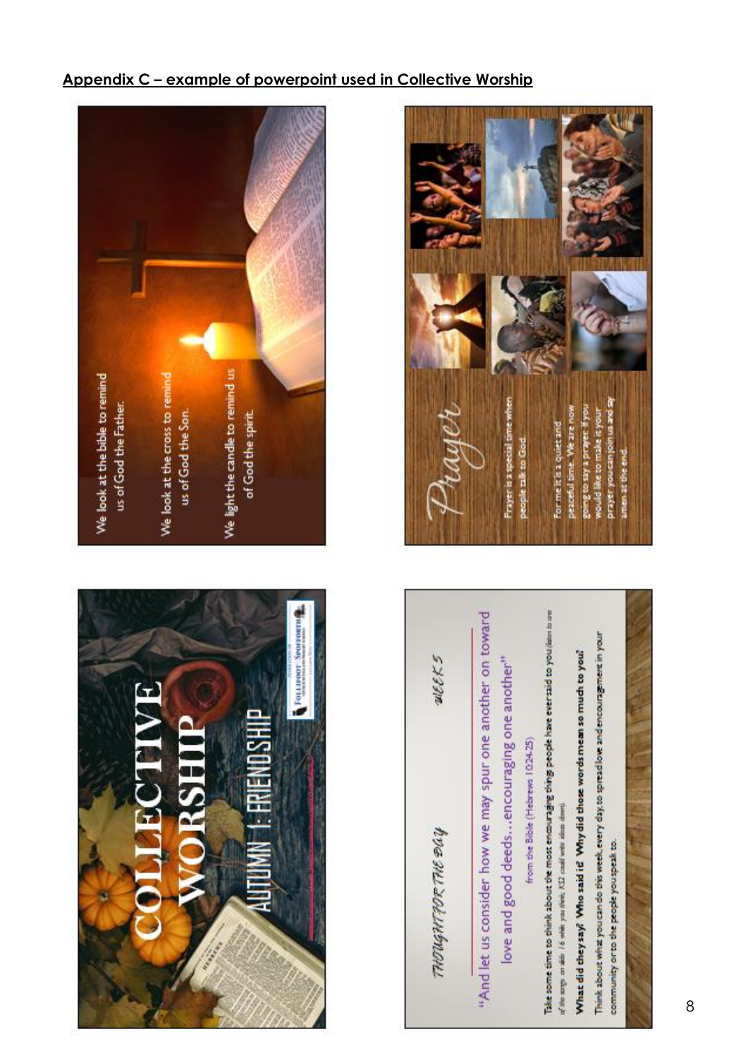## Appendix C – example of powerpoint used in Collective Worship

# COLLECTIVE WORSHIP

AUTUMN 1: FRIENDSHIP

We look at the bible to remind us of God the Father.

We look at the cross to remind us of God the Son.

We light the candle to remind us of God the spirit.

*THOUGHT FOR THE DAY* *WEEK 5*

"And let us consider how we may spur one another on toward love and good deeds…encouraging one another"

from the Bible (Hebrews 10:24-25)

Take some time to think about the most encouraging things people have ever said to you (listen to one of the songs on slide 16 while you think; KS2 could write ideas down).

**What did they say? Who said it? Why did those words mean so much to you?**

Think about what you can do this week, every day to spread love and encouragement in your community or to the people you speak to.

*Prayer*

Prayer is a special time when people talk to God.

For me it is a quiet and peaceful time. We are now going to say a prayer. If you would like to make it your prayer you can join us and say amen at the end.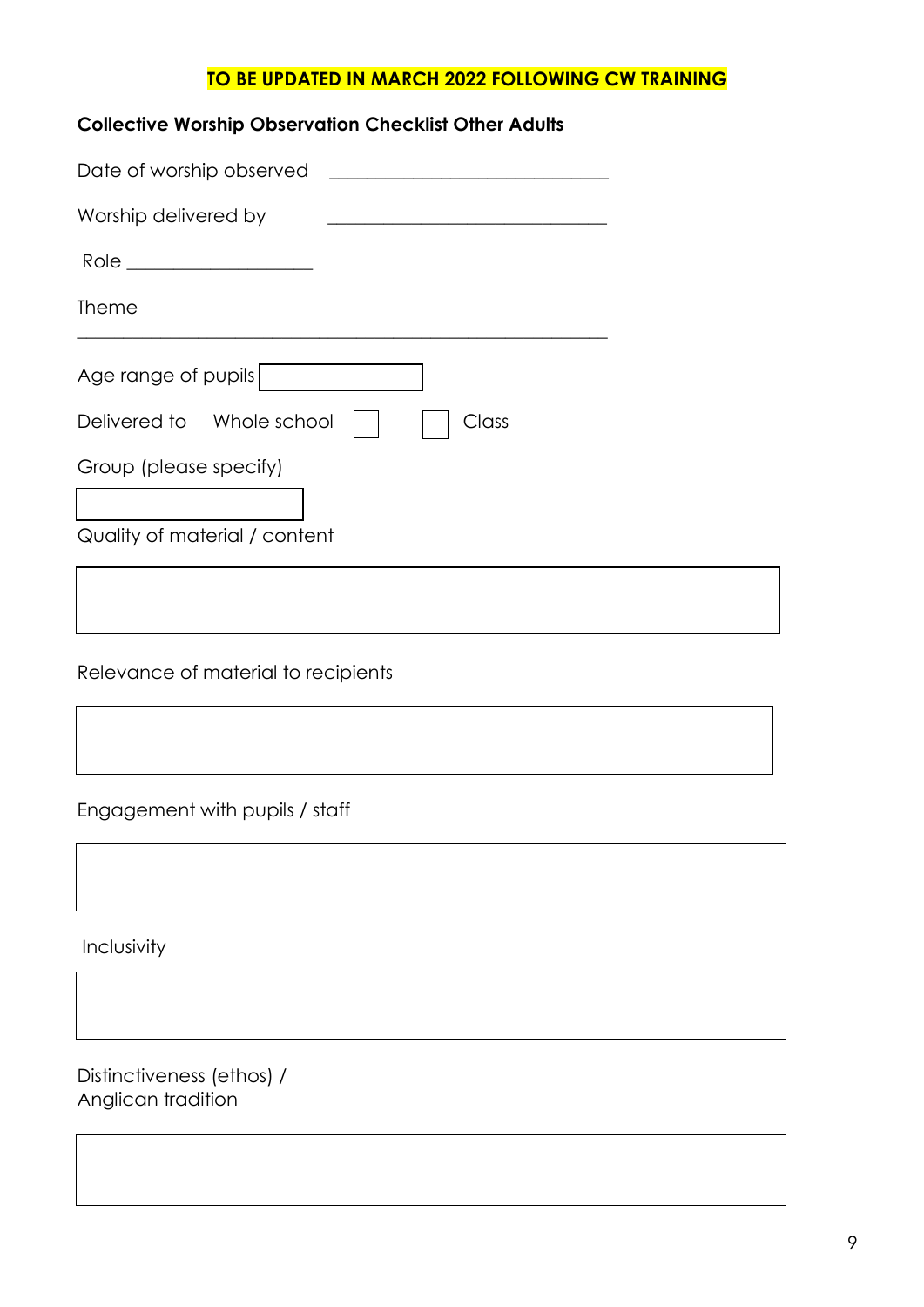**TO BE UPDATED IN MARCH 2022 FOLLOWING CW TRAINING**

**Collective Worship Observation Checklist Other Adults**

Date of worship observed ______________________________

Worship delivered by ______________________________

Role ____________________

Theme

_________________________________________________________

Age range of pupils [ ]

Delivered to Whole school [ ] [ ] Class

Group (please specify)

[ ]

Quality of material / content

[ ]

Relevance of material to recipients

[ ]

Engagement with pupils / staff

[ ]

Inclusivity

[ ]

Distinctiveness (ethos) /
Anglican tradition

[ ]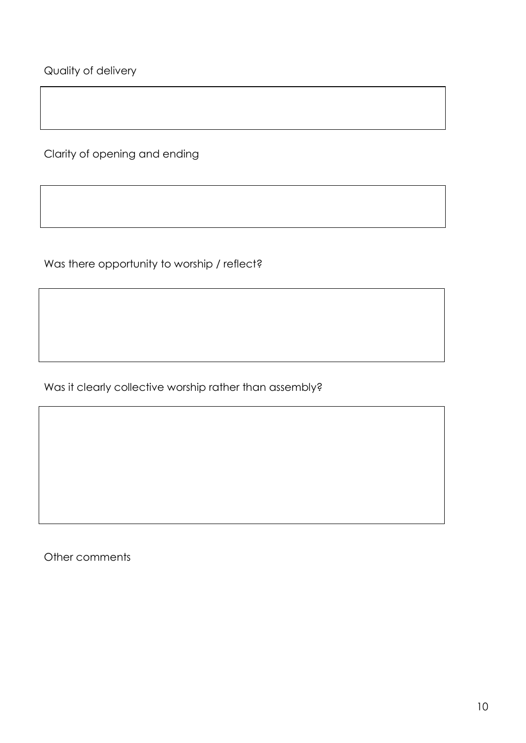Quality of delivery

Clarity of opening and ending

Was there opportunity to worship / reflect?

Was it clearly collective worship rather than assembly?

Other comments